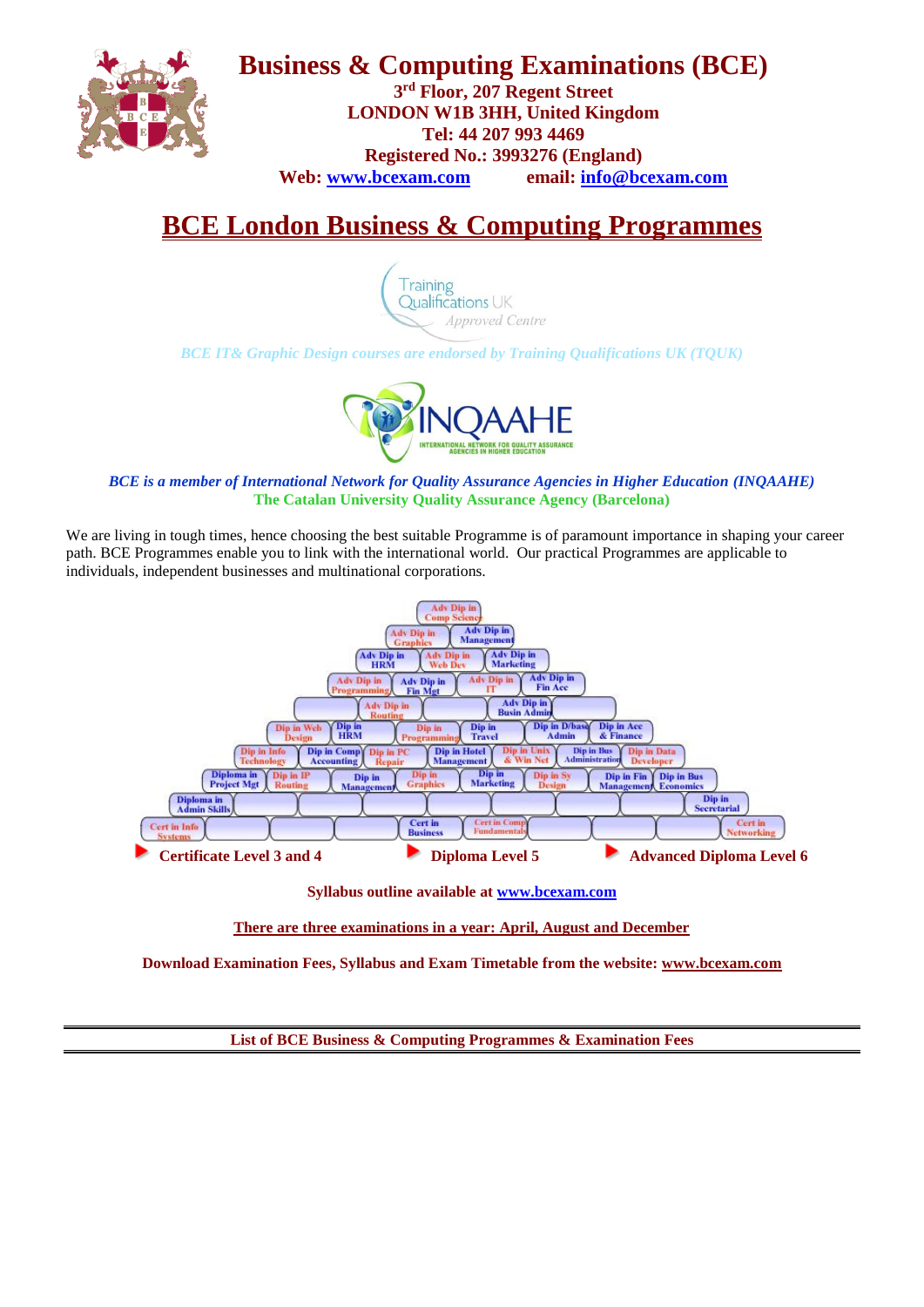# Business & Computing Examinations (BCE)

**3rd Floor, 207 Regent Street**
**LONDON W1B 3HH, United Kingdom**
**Tel: 44 207 993 4469**
**Registered No.: 3993276 (England)**
**Web: www.bcexam.com email: info@bcexam.com**

## BCE London Business & Computing Programmes

Training Qualifications UK Approved Centre

*BCE IT& Graphic Design courses are endorsed by Training Qualifications UK (TQUK)*

INQAAHE INTERNATIONAL NETWORK FOR QUALITY ASSURANCE AGENCIES IN HIGHER EDUCATION

***BCE is a member of International Network for Quality Assurance Agencies in Higher Education (INQAAHE)***
**The Catalan University Quality Assurance Agency (Barcelona)**

We are living in tough times, hence choosing the best suitable Programme is of paramount importance in shaping your career path. BCE Programmes enable you to link with the international world. Our practical Programmes are applicable to individuals, independent businesses and multinational corporations.

Adv Dip in Comp Science

Adv Dip in Graphics | Adv Dip in Management

Adv Dip in HRM | Adv Dip in Web Dev | Adv Dip in Marketing

Adv Dip in Programming | Adv Dip in Fin Mgt | Adv Dip in IT | Adv Dip in Fin Acc

Adv Dip in Routing | Adv Dip in Busin Admin

Dip in Web Design | Dip in HRM | Dip in Programming | Dip in Travel | Dip in D/base Admin | Dip in Acc & Finance

Dip in Info Technology | Dip in Comp Accounting | Dip in PC Repair | Dip in Hotel Management | Dip in Unix & Win Net | Dip in Bus Administration | Dip in Data Developer

Diploma in Project Mgt | Dip in IP Routing | Dip in Management | Dip in Graphics | Dip in Marketing | Dip in Sy Design | Dip in Fin Management | Dip in Bus Economics

Diploma in Admin Skills | Dip in Secretarial

Cert in Info Systems | Cert in Business | Cert in Comp Fundamentals | Cert in Networking

**Certificate Level 3 and 4** | **Diploma Level 5** | **Advanced Diploma Level 6**

**Syllabus outline available at www.bcexam.com**

**There are three examinations in a year: April, August and December**

**Download Examination Fees, Syllabus and Exam Timetable from the website: www.bcexam.com**

---

**List of BCE Business & Computing Programmes & Examination Fees**

---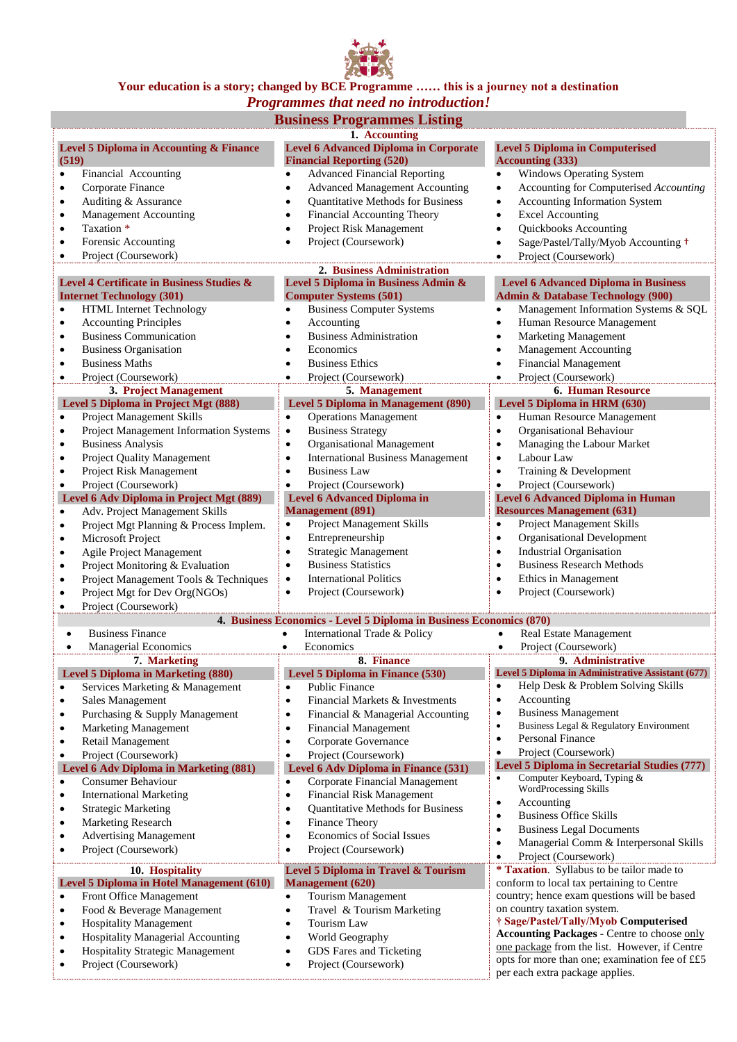**Your education is a story; changed by BCE Programme …… this is a journey not a destination**

***Programmes that need no introduction!***

# Business Programmes Listing

## 1. Accounting

**Level 5 Diploma in Accounting & Finance (519)**

- Financial Accounting
- Corporate Finance
- Auditing & Assurance
- Management Accounting
- Taxation *
- Forensic Accounting
- Project (Coursework)

**Level 6 Advanced Diploma in Corporate Financial Reporting (520)**

- Advanced Financial Reporting
- Advanced Management Accounting
- Quantitative Methods for Business
- Financial Accounting Theory
- Project Risk Management
- Project (Coursework)

**Level 5 Diploma in Computerised Accounting (333)**

- Windows Operating System
- Accounting for Computerised *Accounting*
- Accounting Information System
- Excel Accounting
- Quickbooks Accounting
- Sage/Pastel/Tally/Myob Accounting †
- Project (Coursework)

## 2. Business Administration

**Level 4 Certificate in Business Studies & Internet Technology (301)**

- HTML Internet Technology
- Accounting Principles
- Business Communication
- Business Organisation
- Business Maths
- Project (Coursework)

**Level 5 Diploma in Business Admin & Computer Systems (501)**

- Business Computer Systems
- Accounting
- Business Administration
- Economics
- Business Ethics
- Project (Coursework)

**Level 6 Advanced Diploma in Business Admin & Database Technology (900)**

- Management Information Systems & SQL
- Human Resource Management
- Marketing Management
- Management Accounting
- Financial Management
- Project (Coursework)

## 3. Project Management

**Level 5 Diploma in Project Mgt (888)**

- Project Management Skills
- Project Management Information Systems
- Business Analysis
- Project Quality Management
- Project Risk Management
- Project (Coursework)

**Level 6 Adv Diploma in Project Mgt (889)**

- Adv. Project Management Skills
- Project Mgt Planning & Process Implem.
- Microsoft Project
- Agile Project Management
- Project Monitoring & Evaluation
- Project Management Tools & Techniques
- Project Mgt for Dev Org(NGOs)
- Project (Coursework)

## 5. Management

**Level 5 Diploma in Management (890)**

- Operations Management
- Business Strategy
- Organisational Management
- International Business Management
- Business Law
- Project (Coursework)

**Level 6 Advanced Diploma in Management (891)**

- Project Management Skills
- Entrepreneurship
- Strategic Management
- Business Statistics
- International Politics
- Project (Coursework)

## 6. Human Resource

**Level 5 Diploma in HRM (630)**

- Human Resource Management
- Organisational Behaviour
- Managing the Labour Market
- Labour Law
- Training & Development
- Project (Coursework)

**Level 6 Advanced Diploma in Human Resources Management (631)**

- Project Management Skills
- Organisational Development
- Industrial Organisation
- Business Research Methods
- Ethics in Management
- Project (Coursework)

## 4. Business Economics - Level 5 Diploma in Business Economics (870)

- Business Finance
- Managerial Economics
- International Trade & Policy
- Economics
- Real Estate Management
- Project (Coursework)

## 7. Marketing

**Level 5 Diploma in Marketing (880)**

- Services Marketing & Management
- Sales Management
- Purchasing & Supply Management
- Marketing Management
- Retail Management
- Project (Coursework)

**Level 6 Adv Diploma in Marketing (881)**

- Consumer Behaviour
- International Marketing
- Strategic Marketing
- Marketing Research
- Advertising Management
- Project (Coursework)

## 8. Finance

**Level 5 Diploma in Finance (530)**

- Public Finance
- Financial Markets & Investments
- Financial & Managerial Accounting
- Financial Management
- Corporate Governance
- Project (Coursework)

**Level 6 Adv Diploma in Finance (531)**

- Corporate Financial Management
- Financial Risk Management
- Quantitative Methods for Business
- Finance Theory
- Economics of Social Issues
- Project (Coursework)

## 9. Administrative

**Level 5 Diploma in Administrative Assistant (677)**

- Help Desk & Problem Solving Skills
- Accounting
- Business Management
- Business Legal & Regulatory Environment
- Personal Finance
- Project (Coursework)

**Level 5 Diploma in Secretarial Studies (777)**

- Computer Keyboard, Typing & WordProcessing Skills
- Accounting
- Business Office Skills
- Business Legal Documents
- Managerial Comm & Interpersonal Skills
- Project (Coursework)

## 10. Hospitality

**Level 5 Diploma in Hotel Management (610)**

- Front Office Management
- Food & Beverage Management
- Hospitality Management
- Hospitality Managerial Accounting
- Hospitality Strategic Management
- Project (Coursework)

**Level 5 Diploma in Travel & Tourism Management (620)**

- Tourism Management
- Travel & Tourism Marketing
- Tourism Law
- World Geography
- GDS Fares and Ticketing
- Project (Coursework)

**\* Taxation**. Syllabus to be tailor made to conform to local tax pertaining to Centre country; hence exam questions will be based on country taxation system.

**† Sage/Pastel/Tally/Myob Computerised Accounting Packages** - Centre to choose only one package from the list. However, if Centre opts for more than one; examination fee of ££5 per each extra package applies.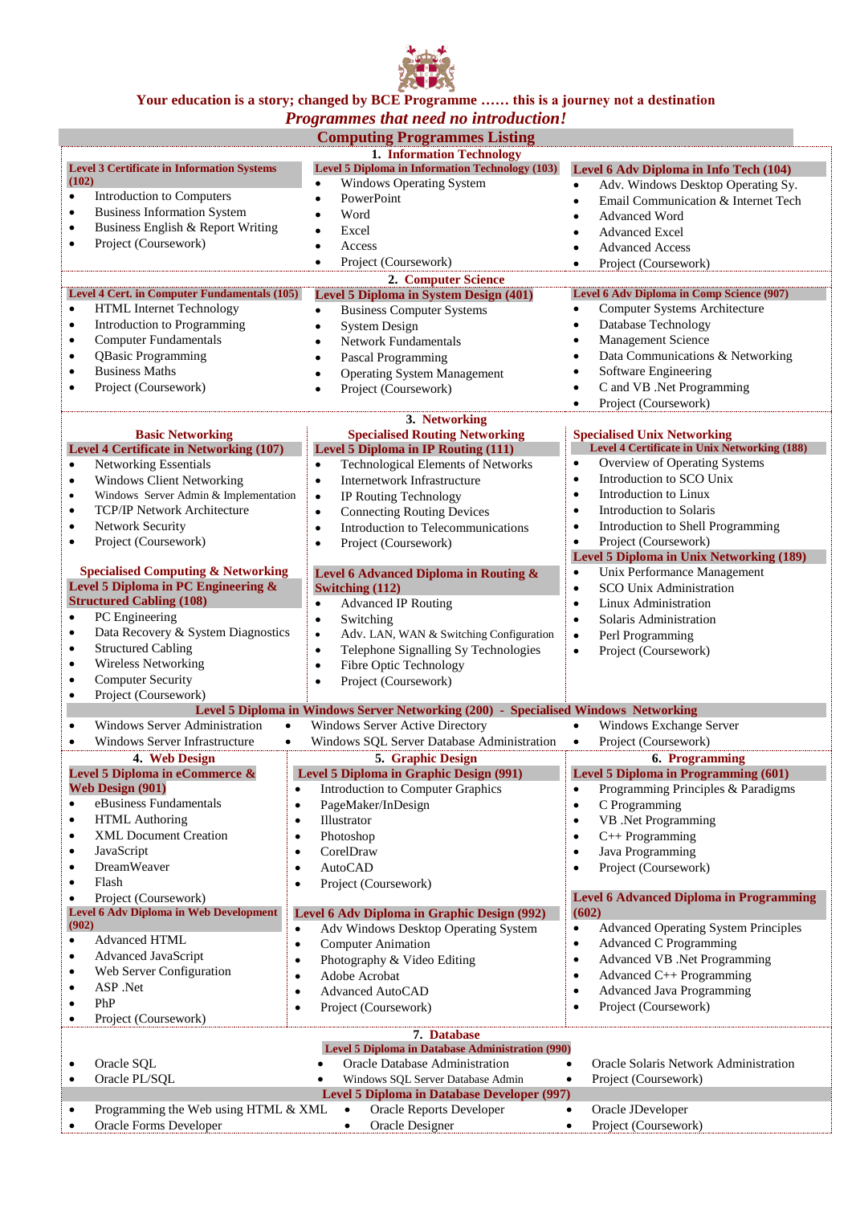**Your education is a story; changed by BCE Programme …… this is a journey not a destination**

***Programmes that need no introduction!***

## Computing Programmes Listing

### 1. Information Technology

**Level 3 Certificate in Information Systems (102)**
- Introduction to Computers
- Business Information System
- Business English & Report Writing
- Project (Coursework)

**Level 5 Diploma in Information Technology (103)**
- Windows Operating System
- PowerPoint
- Word
- Excel
- Access
- Project (Coursework)

**Level 6 Adv Diploma in Info Tech (104)**
- Adv. Windows Desktop Operating Sy.
- Email Communication & Internet Tech
- Advanced Word
- Advanced Excel
- Advanced Access
- Project (Coursework)

### 2. Computer Science

**Level 4 Cert. in Computer Fundamentals (105)**
- HTML Internet Technology
- Introduction to Programming
- Computer Fundamentals
- QBasic Programming
- Business Maths
- Project (Coursework)

**Level 5 Diploma in System Design (401)**
- Business Computer Systems
- System Design
- Network Fundamentals
- Pascal Programming
- Operating System Management
- Project (Coursework)

**Level 6 Adv Diploma in Comp Science (907)**
- Computer Systems Architecture
- Database Technology
- Management Science
- Data Communications & Networking
- Software Engineering
- C and VB .Net Programming
- Project (Coursework)

### 3. Networking

**Basic Networking**

**Level 4 Certificate in Networking (107)**
- Networking Essentials
- Windows Client Networking
- Windows Server Admin & Implementation
- TCP/IP Network Architecture
- Network Security
- Project (Coursework)

**Specialised Computing & Networking**

**Level 5 Diploma in PC Engineering & Structured Cabling (108)**
- PC Engineering
- Data Recovery & System Diagnostics
- Structured Cabling
- Wireless Networking
- Computer Security
- Project (Coursework)

**Specialised Routing Networking**

**Level 5 Diploma in IP Routing (111)**
- Technological Elements of Networks
- Internetwork Infrastructure
- IP Routing Technology
- Connecting Routing Devices
- Introduction to Telecommunications
- Project (Coursework)

**Level 6 Advanced Diploma in Routing & Switching (112)**
- Advanced IP Routing
- Switching
- Adv. LAN, WAN & Switching Configuration
- Telephone Signalling Sy Technologies
- Fibre Optic Technology
- Project (Coursework)

**Specialised Unix Networking**

**Level 4 Certificate in Unix Networking (188)**
- Overview of Operating Systems
- Introduction to SCO Unix
- Introduction to Linux
- Introduction to Solaris
- Introduction to Shell Programming
- Project (Coursework)

**Level 5 Diploma in Unix Networking (189)**
- Unix Performance Management
- SCO Unix Administration
- Linux Administration
- Solaris Administration
- Perl Programming
- Project (Coursework)

**Level 5 Diploma in Windows Server Networking (200) - Specialised Windows Networking**
- Windows Server Administration
- Windows Server Infrastructure
- Windows Server Active Directory
- Windows SQL Server Database Administration
- Windows Exchange Server
- Project (Coursework)

### 4. Web Design

**Level 5 Diploma in eCommerce & Web Design (901)**
- eBusiness Fundamentals
- HTML Authoring
- XML Document Creation
- JavaScript
- DreamWeaver
- Flash
- Project (Coursework)

**Level 6 Adv Diploma in Web Development (902)**
- Advanced HTML
- Advanced JavaScript
- Web Server Configuration
- ASP .Net
- PhP
- Project (Coursework)

### 5. Graphic Design

**Level 5 Diploma in Graphic Design (991)**
- Introduction to Computer Graphics
- PageMaker/InDesign
- Illustrator
- Photoshop
- CorelDraw
- AutoCAD
- Project (Coursework)

**Level 6 Adv Diploma in Graphic Design (992)**
- Adv Windows Desktop Operating System
- Computer Animation
- Photography & Video Editing
- Adobe Acrobat
- Advanced AutoCAD
- Project (Coursework)

### 6. Programming

**Level 5 Diploma in Programming (601)**
- Programming Principles & Paradigms
- C Programming
- VB .Net Programming
- C++ Programming
- Java Programming
- Project (Coursework)

**Level 6 Advanced Diploma in Programming (602)**
- Advanced Operating System Principles
- Advanced C Programming
- Advanced VB .Net Programming
- Advanced C++ Programming
- Advanced Java Programming
- Project (Coursework)

### 7. Database

**Level 5 Diploma in Database Administration (990)**
- Oracle SQL
- Oracle PL/SQL
- Oracle Database Administration
- Windows SQL Server Database Admin
- Oracle Solaris Network Administration
- Project (Coursework)

**Level 5 Diploma in Database Developer (997)**
- Programming the Web using HTML & XML
- Oracle Forms Developer
- Oracle Reports Developer
- Oracle Designer
- Oracle JDeveloper
- Project (Coursework)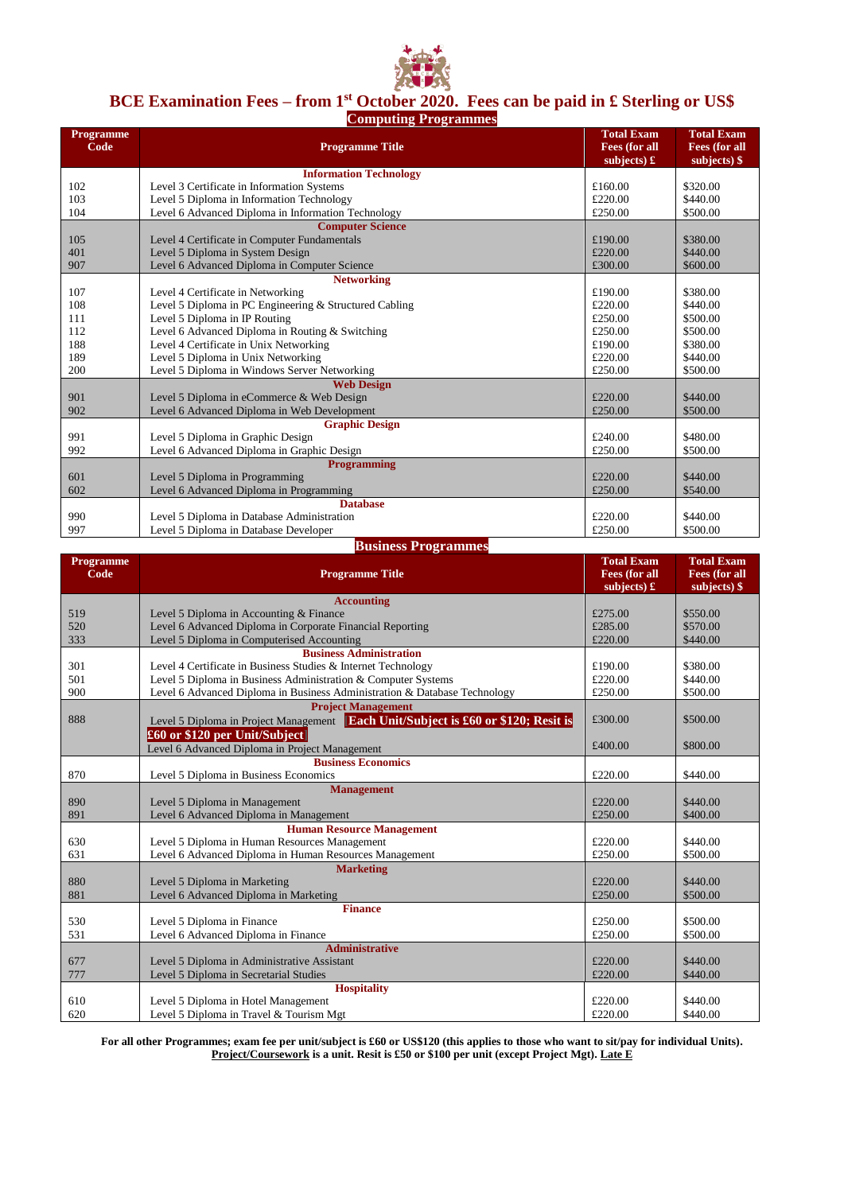# BCE Examination Fees – from 1st October 2020. Fees can be paid in £ Sterling or US$

## Computing Programmes

| Programme Code | Programme Title | Total Exam Fees (for all subjects) £ | Total Exam Fees (for all subjects) $ |
|---|---|---|---|
| | **Information Technology** | | |
| 102 | Level 3 Certificate in Information Systems | £160.00 | $320.00 |
| 103 | Level 5 Diploma in Information Technology | £220.00 | $440.00 |
| 104 | Level 6 Advanced Diploma in Information Technology | £250.00 | $500.00 |
| | **Computer Science** | | |
| 105 | Level 4 Certificate in Computer Fundamentals | £190.00 | $380.00 |
| 401 | Level 5 Diploma in System Design | £220.00 | $440.00 |
| 907 | Level 6 Advanced Diploma in Computer Science | £300.00 | $600.00 |
| | **Networking** | | |
| 107 | Level 4 Certificate in Networking | £190.00 | $380.00 |
| 108 | Level 5 Diploma in PC Engineering & Structured Cabling | £220.00 | $440.00 |
| 111 | Level 5 Diploma in IP Routing | £250.00 | $500.00 |
| 112 | Level 6 Advanced Diploma in Routing & Switching | £250.00 | $500.00 |
| 188 | Level 4 Certificate in Unix Networking | £190.00 | $380.00 |
| 189 | Level 5 Diploma in Unix Networking | £220.00 | $440.00 |
| 200 | Level 5 Diploma in Windows Server Networking | £250.00 | $500.00 |
| | **Web Design** | | |
| 901 | Level 5 Diploma in eCommerce & Web Design | £220.00 | $440.00 |
| 902 | Level 6 Advanced Diploma in Web Development | £250.00 | $500.00 |
| | **Graphic Design** | | |
| 991 | Level 5 Diploma in Graphic Design | £240.00 | $480.00 |
| 992 | Level 6 Advanced Diploma in Graphic Design | £250.00 | $500.00 |
| | **Programming** | | |
| 601 | Level 5 Diploma in Programming | £220.00 | $440.00 |
| 602 | Level 6 Advanced Diploma in Programming | £250.00 | $540.00 |
| | **Database** | | |
| 990 | Level 5 Diploma in Database Administration | £220.00 | $440.00 |
| 997 | Level 5 Diploma in Database Developer | £250.00 | $500.00 |

## Business Programmes

| Programme Code | Programme Title | Total Exam Fees (for all subjects) £ | Total Exam Fees (for all subjects) $ |
|---|---|---|---|
| | **Accounting** | | |
| 519 | Level 5 Diploma in Accounting & Finance | £275.00 | $550.00 |
| 520 | Level 6 Advanced Diploma in Corporate Financial Reporting | £285.00 | $570.00 |
| 333 | Level 5 Diploma in Computerised Accounting | £220.00 | $440.00 |
| | **Business Administration** | | |
| 301 | Level 4 Certificate in Business Studies & Internet Technology | £190.00 | $380.00 |
| 501 | Level 5 Diploma in Business Administration & Computer Systems | £220.00 | $440.00 |
| 900 | Level 6 Advanced Diploma in Business Administration & Database Technology | £250.00 | $500.00 |
| | **Project Management** | | |
| 888 | Level 5 Diploma in Project Management **Each Unit/Subject is £60 or $120; Resit is £60 or $120 per Unit/Subject** | £300.00 | $500.00 |
| | Level 6 Advanced Diploma in Project Management | £400.00 | $800.00 |
| | **Business Economics** | | |
| 870 | Level 5 Diploma in Business Economics | £220.00 | $440.00 |
| | **Management** | | |
| 890 | Level 5 Diploma in Management | £220.00 | $440.00 |
| 891 | Level 6 Advanced Diploma in Management | £250.00 | $400.00 |
| | **Human Resource Management** | | |
| 630 | Level 5 Diploma in Human Resources Management | £220.00 | $440.00 |
| 631 | Level 6 Advanced Diploma in Human Resources Management | £250.00 | $500.00 |
| | **Marketing** | | |
| 880 | Level 5 Diploma in Marketing | £220.00 | $440.00 |
| 881 | Level 6 Advanced Diploma in Marketing | £250.00 | $500.00 |
| | **Finance** | | |
| 530 | Level 5 Diploma in Finance | £250.00 | $500.00 |
| 531 | Level 6 Advanced Diploma in Finance | £250.00 | $500.00 |
| | **Administrative** | | |
| 677 | Level 5 Diploma in Administrative Assistant | £220.00 | $440.00 |
| 777 | Level 5 Diploma in Secretarial Studies | £220.00 | $440.00 |
| | **Hospitality** | | |
| 610 | Level 5 Diploma in Hotel Management | £220.00 | $440.00 |
| 620 | Level 5 Diploma in Travel & Tourism Mgt | £220.00 | $440.00 |

**For all other Programmes; exam fee per unit/subject is £60 or US$120 (this applies to those who want to sit/pay for individual Units). Project/Coursework is a unit. Resit is £50 or $100 per unit (except Project Mgt). Late E**